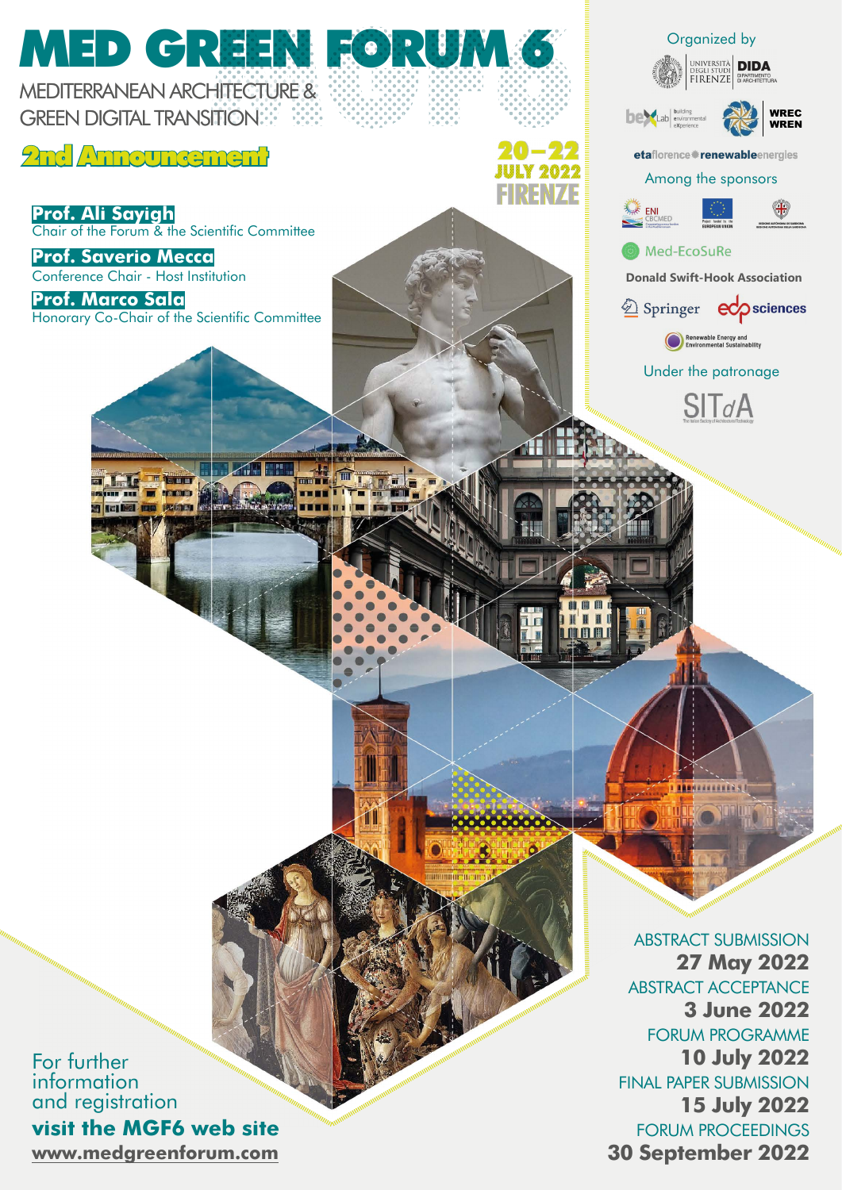# MED GREEN FORUM 6

MEDITERRANEAN ARCHITECTURE & GREEN DIGITAL TRANSITION

## 2nd Announcement

**20–22 JULY 2022**
**FIRENZE**

**Prof. Ali Sayigh**
Chair of the Forum & the Scientific Committee

**Prof. Saverio Mecca**
Conference Chair - Host Institution

**Prof. Marco Sala**
Honorary Co-Chair of the Scientific Committee

Organized by

Università degli Studi Firenze | DIDA Dipartimento di Architettura

bexLab building environmental experience | WREC WREN

etaflorence renewableenergies

Among the sponsors

ENI CBCMED | Project funded by the European Union | Regione Autonoma della Sardegna

Med-EcoSuRe

Donald Swift-Hook Association

Springer | edp sciences

Renewable Energy and Environmental Sustainability

Under the patronage

SITdA

ABSTRACT SUBMISSION
**27 May 2022**

ABSTRACT ACCEPTANCE
**3 June 2022**

FORUM PROGRAMME
**10 July 2022**

FINAL PAPER SUBMISSION
**15 July 2022**

FORUM PROCEEDINGS
**30 September 2022**

For further information and registration
**visit the MGF6 web site**
**www.medgreenforum.com**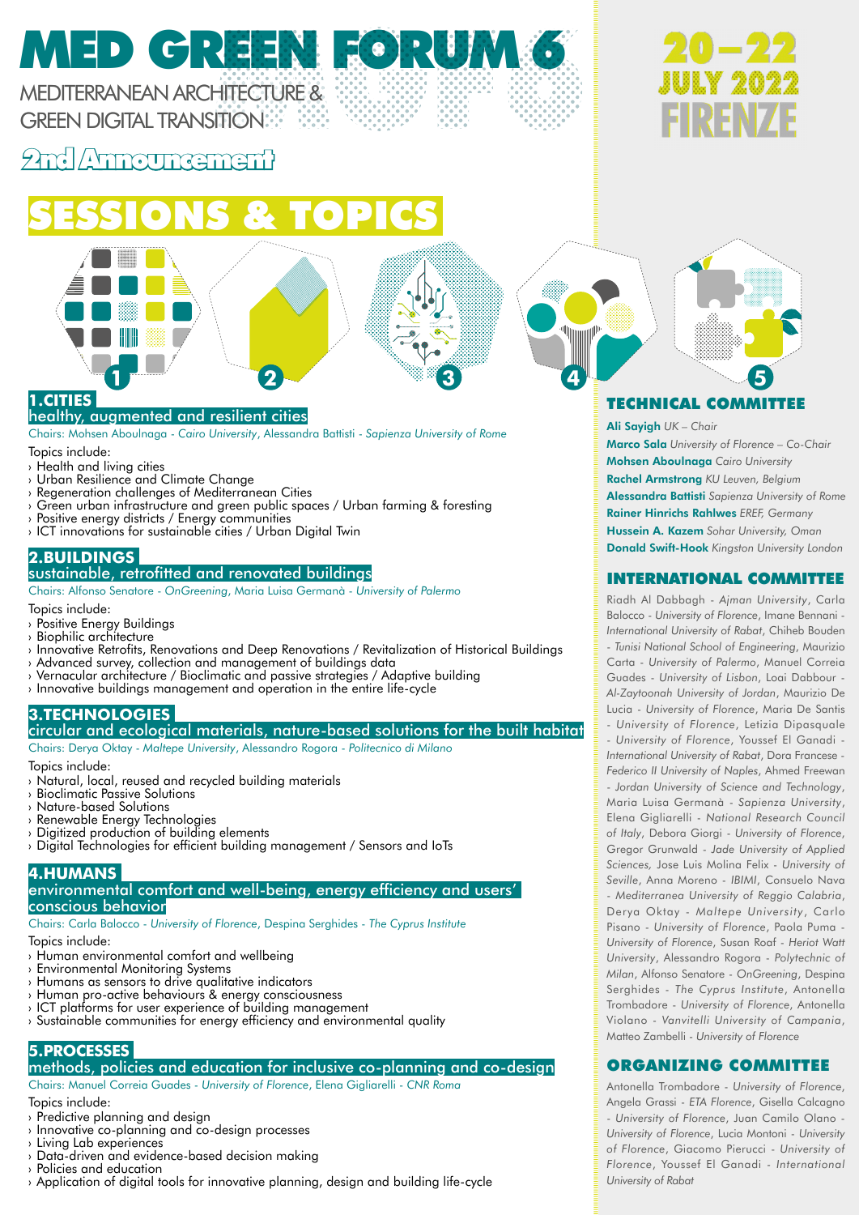# MED GREEN FORUM 6

MEDITERRANEAN ARCHITECTURE & GREEN DIGITAL TRANSITION

**20–22 JULY 2022 FIRENZE**

## 2nd Announcement

## SESSIONS & TOPICS

### 1.CITIES
**healthy, augmented and resilient cities**

Chairs: Mohsen Aboulnaga - *Cairo University*, Alessandra Battisti - *Sapienza University of Rome*

Topics include:
- › Health and living cities
- › Urban Resilience and Climate Change
- › Regeneration challenges of Mediterranean Cities
- › Green urban infrastructure and green public spaces / Urban farming & foresting
- › Positive energy districts / Energy communities
- › ICT innovations for sustainable cities / Urban Digital Twin

### 2.BUILDINGS
**sustainable, retrofitted and renovated buildings**

Chairs: Alfonso Senatore - *OnGreening*, Maria Luisa Germanà - *University of Palermo*

Topics include:
- › Positive Energy Buildings
- › Biophilic architecture
- › Innovative Retrofits, Renovations and Deep Renovations / Revitalization of Historical Buildings
- › Advanced survey, collection and management of buildings data
- › Vernacular architecture / Bioclimatic and passive strategies / Adaptive building
- › Innovative buildings management and operation in the entire life-cycle

### 3.TECHNOLOGIES
**circular and ecological materials, nature-based solutions for the built habitat**

Chairs: Derya Oktay - *Maltepe University*, Alessandro Rogora - *Politecnico di Milano*

Topics include:
- › Natural, local, reused and recycled building materials
- › Bioclimatic Passive Solutions
- › Nature-based Solutions
- › Renewable Energy Technologies
- › Digitized production of building elements
- › Digital Technologies for efficient building management / Sensors and IoTs

### 4.HUMANS
**environmental comfort and well-being, energy efficiency and users' conscious behavior**

Chairs: Carla Balocco - *University of Florence*, Despina Serghides - *The Cyprus Institute*

Topics include:
- › Human environmental comfort and wellbeing
- › Environmental Monitoring Systems
- › Humans as sensors to drive qualitative indicators
- › Human pro-active behaviours & energy consciousness
- › ICT platforms for user experience of building management
- › Sustainable communities for energy efficiency and environmental quality

### 5.PROCESSES
**methods, policies and education for inclusive co-planning and co-design**

Chairs: Manuel Correia Guades - *University of Florence*, Elena Gigliarelli - *CNR Roma*

Topics include:
- › Predictive planning and design
- › Innovative co-planning and co-design processes
- › Living Lab experiences
- › Data-driven and evidence-based decision making
- › Policies and education
- › Application of digital tools for innovative planning, design and building life-cycle

## TECHNICAL COMMITTEE

**Ali Sayigh** *UK – Chair*
**Marco Sala** *University of Florence – Co-Chair*
**Mohsen Aboulnaga** *Cairo University*
**Rachel Armstrong** *KU Leuven, Belgium*
**Alessandra Battisti** *Sapienza University of Rome*
**Rainer Hinrichs Rahlwes** *EREF, Germany*
**Hussein A. Kazem** *Sohar University, Oman*
**Donald Swift-Hook** *Kingston University London*

## INTERNATIONAL COMMITTEE

Riadh Al Dabbagh - *Ajman University*, Carla Balocco - *University of Florence*, Imane Bennani - *International University of Rabat*, Chiheb Bouden - *Tunisi National School of Engineering*, Maurizio Carta - *University of Palermo*, Manuel Correia Guades - *University of Lisbon*, Loai Dabbour - *Al-Zaytoonah University of Jordan*, Maurizio De Lucia - *University of Florence*, Maria De Santis - *University of Florence*, Letizia Dipasquale - *University of Florence*, Youssef El Ganadi - *International University of Rabat*, Dora Francese - *Federico II University of Naples*, Ahmed Freewan - *Jordan University of Science and Technology*, Maria Luisa Germanà - *Sapienza University*, Elena Gigliarelli - *National Research Council of Italy*, Debora Giorgi - *University of Florence*, Gregor Grunwald - *Jade University of Applied Sciences*, Jose Luis Molina Felix - *University of Seville*, Anna Moreno - *IBIMI*, Consuelo Nava - *Mediterranea University of Reggio Calabria*, Derya Oktay - *Maltepe University*, Carlo Pisano - *University of Florence*, Paola Puma - *University of Florence*, Susan Roaf - *Heriot Watt University*, Alessandro Rogora - *Polytechnic of Milan*, Alfonso Senatore - *OnGreening*, Despina Serghides - *The Cyprus Institute*, Antonella Trombadore - *University of Florence*, Antonella Violano - *Vanvitelli University of Campania*, Matteo Zambelli - *University of Florence*

## ORGANIZING COMMITTEE

Antonella Trombadore - *University of Florence*, Angela Grassi - *ETA Florence*, Gisella Calcagno - *University of Florence*, Juan Camilo Olano - *University of Florence*, Lucia Montoni - *University of Florence*, Giacomo Pierucci - *University of Florence*, Youssef El Ganadi - *International University of Rabat*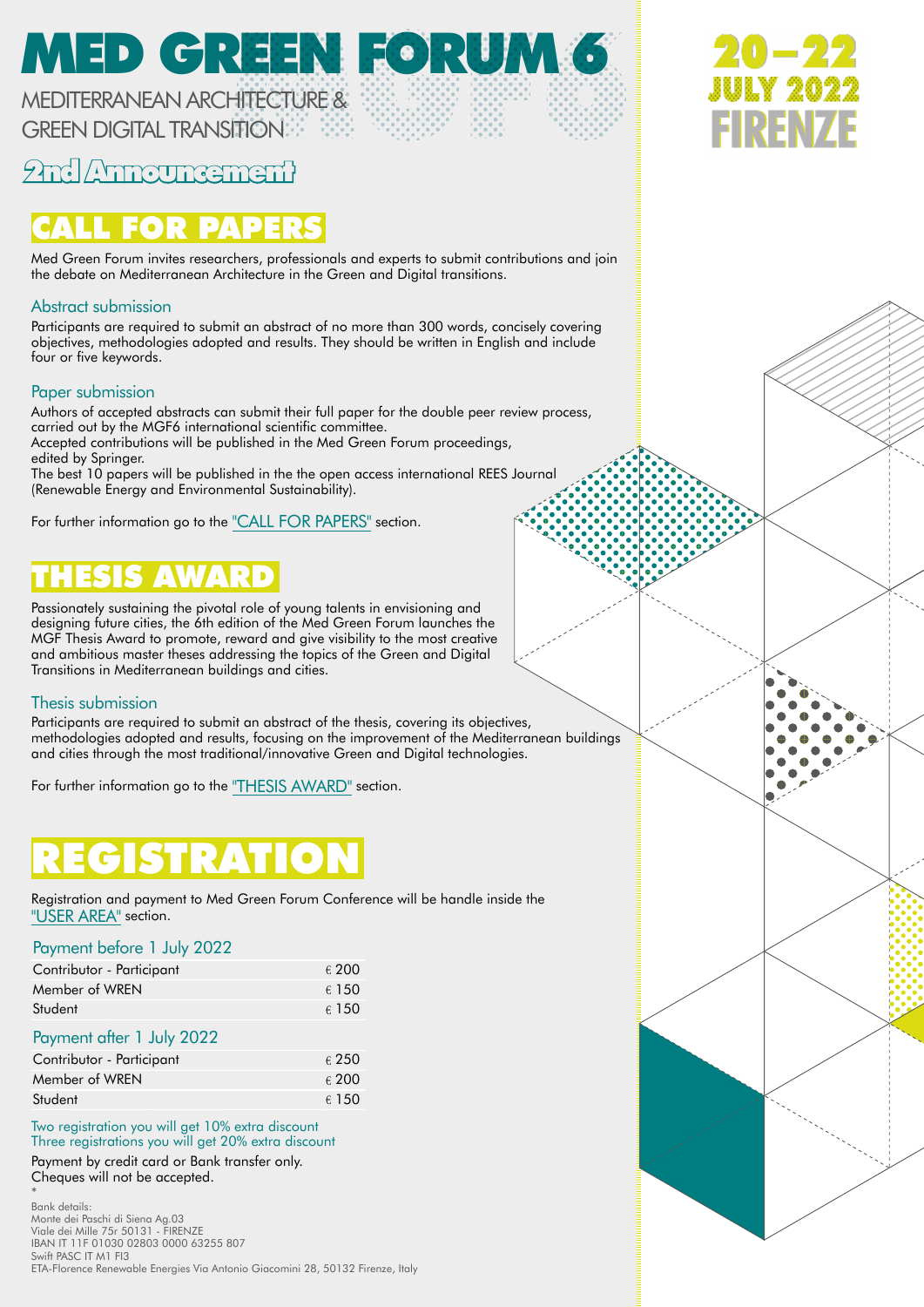# MED GREEN FORUM 6

MEDITERRANEAN ARCHITECTURE & GREEN DIGITAL TRANSITION

**20—22 JULY 2022 FIRENZE**

## 2nd Announcement

## CALL FOR PAPERS

Med Green Forum invites researchers, professionals and experts to submit contributions and join the debate on Mediterranean Architecture in the Green and Digital transitions.

### Abstract submission

Participants are required to submit an abstract of no more than 300 words, concisely covering objectives, methodologies adopted and results. They should be written in English and include four or five keywords.

### Paper submission

Authors of accepted abstracts can submit their full paper for the double peer review process, carried out by the MGF6 international scientific committee.
Accepted contributions will be published in the Med Green Forum proceedings, edited by Springer.
The best 10 papers will be published in the the open access international REES Journal (Renewable Energy and Environmental Sustainability).

For further information go to the "CALL FOR PAPERS" section.

## THESIS AWARD

Passionately sustaining the pivotal role of young talents in envisioning and designing future cities, the 6th edition of the Med Green Forum launches the MGF Thesis Award to promote, reward and give visibility to the most creative and ambitious master theses addressing the topics of the Green and Digital Transitions in Mediterranean buildings and cities.

### Thesis submission

Participants are required to submit an abstract of the thesis, covering its objectives, methodologies adopted and results, focusing on the improvement of the Mediterranean buildings and cities through the most traditional/innovative Green and Digital technologies.

For further information go to the "THESIS AWARD" section.

## REGISTRATION

Registration and payment to Med Green Forum Conference will be handle inside the "USER AREA" section.

### Payment before 1 July 2022

| | |
|---|---|
| Contributor - Participant | € 200 |
| Member of WREN | € 150 |
| Student | € 150 |

### Payment after 1 July 2022

| | |
|---|---|
| Contributor - Participant | € 250 |
| Member of WREN | € 200 |
| Student | € 150 |

Two registration you will get 10% extra discount
Three registrations you will get 20% extra discount

Payment by credit card or Bank transfer only.
Cheques will not be accepted.

*

Bank details:
Monte dei Paschi di Siena Ag.03
Viale dei Mille 75r 50131 - FIRENZE
IBAN IT 11F 01030 02803 0000 63255 807
Swift PASC IT M1 FI3
ETA-Florence Renewable Energies Via Antonio Giacomini 28, 50132 Firenze, Italy